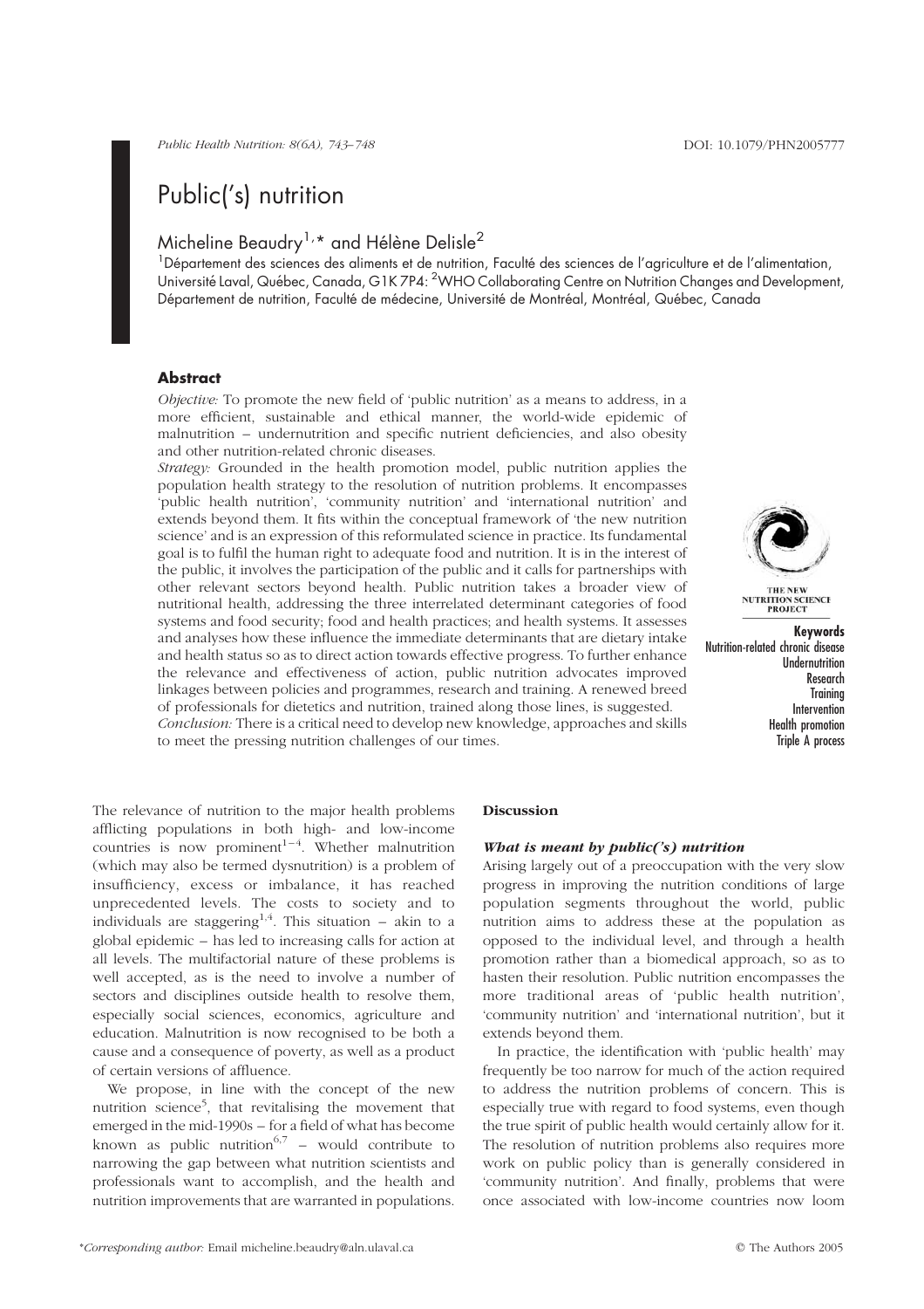# Public('s) nutrition

Micheline Beaudry[1,*] and Hélène Delisle[2]

[1]Département des sciences des aliments et de nutrition, Faculté des sciences de l'agriculture et de l'alimentation, Université Laval, Québec, Canada, G1K 7P4: [2]WHO Collaborating Centre on Nutrition Changes and Development, Département de nutrition, Faculté de médecine, Université de Montréal, Montréal, Québec, Canada

## Abstract

*Objective:* To promote the new field of 'public nutrition' as a means to address, in a more efficient, sustainable and ethical manner, the world-wide epidemic of malnutrition – undernutrition and specific nutrient deficiencies, and also obesity and other nutrition-related chronic diseases.

*Strategy:* Grounded in the health promotion model, public nutrition applies the population health strategy to the resolution of nutrition problems. It encompasses 'public health nutrition', 'community nutrition' and 'international nutrition' and extends beyond them. It fits within the conceptual framework of 'the new nutrition science' and is an expression of this reformulated science in practice. Its fundamental goal is to fulfil the human right to adequate food and nutrition. It is in the interest of the public, it involves the participation of the public and it calls for partnerships with other relevant sectors beyond health. Public nutrition takes a broader view of nutritional health, addressing the three interrelated determinant categories of food systems and food security; food and health practices; and health systems. It assesses and analyses how these influence the immediate determinants that are dietary intake and health status so as to direct action towards effective progress. To further enhance the relevance and effectiveness of action, public nutrition advocates improved linkages between policies and programmes, research and training. A renewed breed of professionals for dietetics and nutrition, trained along those lines, is suggested.

*Conclusion:* There is a critical need to develop new knowledge, approaches and skills to meet the pressing nutrition challenges of our times.

THE NEW NUTRITION SCIENCE PROJECT

**Keywords**
Nutrition-related chronic disease
Undernutrition
Research
Training
Intervention
Health promotion
Triple A process

The relevance of nutrition to the major health problems afflicting populations in both high- and low-income countries is now prominent[1–4]. Whether malnutrition (which may also be termed dysnutrition) is a problem of insufficiency, excess or imbalance, it has reached unprecedented levels. The costs to society and to individuals are staggering[1,4]. This situation – akin to a global epidemic – has led to increasing calls for action at all levels. The multifactorial nature of these problems is well accepted, as is the need to involve a number of sectors and disciplines outside health to resolve them, especially social sciences, economics, agriculture and education. Malnutrition is now recognised to be both a cause and a consequence of poverty, as well as a product of certain versions of affluence.

We propose, in line with the concept of the new nutrition science[5], that revitalising the movement that emerged in the mid-1990s – for a field of what has become known as public nutrition[6,7] – would contribute to narrowing the gap between what nutrition scientists and professionals want to accomplish, and the health and nutrition improvements that are warranted in populations.

## Discussion

### *What is meant by public('s) nutrition*

Arising largely out of a preoccupation with the very slow progress in improving the nutrition conditions of large population segments throughout the world, public nutrition aims to address these at the population as opposed to the individual level, and through a health promotion rather than a biomedical approach, so as to hasten their resolution. Public nutrition encompasses the more traditional areas of 'public health nutrition', 'community nutrition' and 'international nutrition', but it extends beyond them.

In practice, the identification with 'public health' may frequently be too narrow for much of the action required to address the nutrition problems of concern. This is especially true with regard to food systems, even though the true spirit of public health would certainly allow for it. The resolution of nutrition problems also requires more work on public policy than is generally considered in 'community nutrition'. And finally, problems that were once associated with low-income countries now loom

*Corresponding author: Email micheline.beaudry@aln.ulaval.ca

© The Authors 2005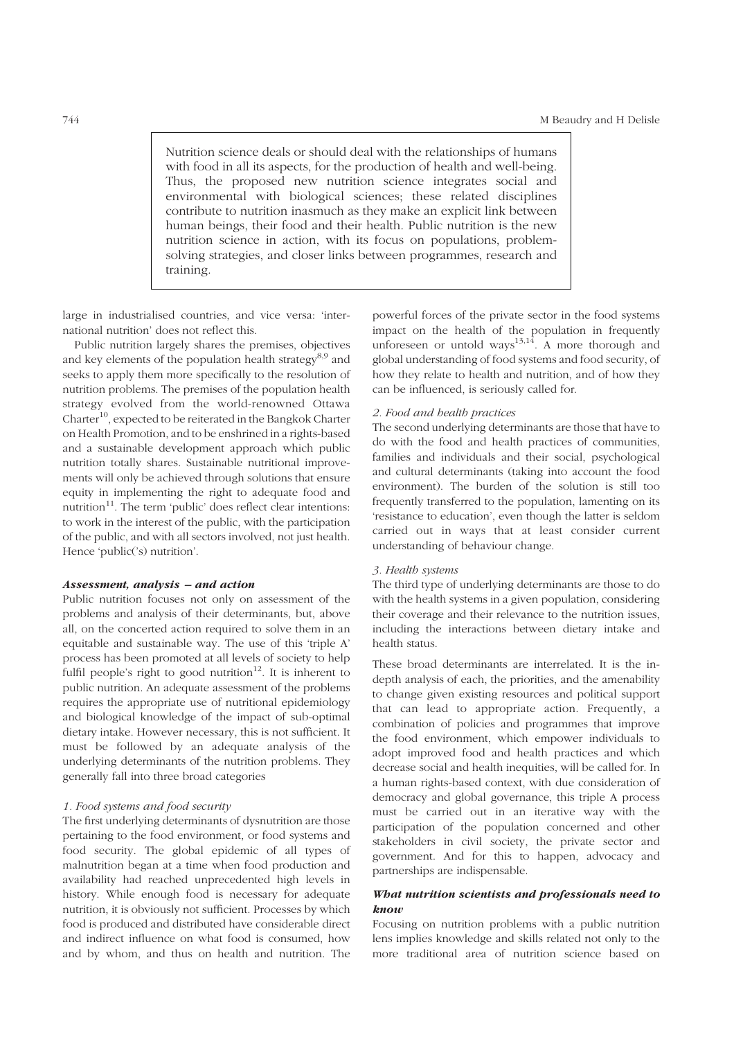> Nutrition science deals or should deal with the relationships of humans with food in all its aspects, for the production of health and well-being. Thus, the proposed new nutrition science integrates social and environmental with biological sciences; these related disciplines contribute to nutrition inasmuch as they make an explicit link between human beings, their food and their health. Public nutrition is the new nutrition science in action, with its focus on populations, problem-solving strategies, and closer links between programmes, research and training.

large in industrialised countries, and vice versa: 'international nutrition' does not reflect this.

Public nutrition largely shares the premises, objectives and key elements of the population health strategy[8,9] and seeks to apply them more specifically to the resolution of nutrition problems. The premises of the population health strategy evolved from the world-renowned Ottawa Charter[10], expected to be reiterated in the Bangkok Charter on Health Promotion, and to be enshrined in a rights-based and a sustainable development approach which public nutrition totally shares. Sustainable nutritional improvements will only be achieved through solutions that ensure equity in implementing the right to adequate food and nutrition[11]. The term 'public' does reflect clear intentions: to work in the interest of the public, with the participation of the public, and with all sectors involved, not just health. Hence 'public('s) nutrition'.

### *Assessment, analysis – and action*

Public nutrition focuses not only on assessment of the problems and analysis of their determinants, but, above all, on the concerted action required to solve them in an equitable and sustainable way. The use of this 'triple A' process has been promoted at all levels of society to help fulfil people's right to good nutrition[12]. It is inherent to public nutrition. An adequate assessment of the problems requires the appropriate use of nutritional epidemiology and biological knowledge of the impact of sub-optimal dietary intake. However necessary, this is not sufficient. It must be followed by an adequate analysis of the underlying determinants of the nutrition problems. They generally fall into three broad categories

#### *1. Food systems and food security*

The first underlying determinants of dysnutrition are those pertaining to the food environment, or food systems and food security. The global epidemic of all types of malnutrition began at a time when food production and availability had reached unprecedented high levels in history. While enough food is necessary for adequate nutrition, it is obviously not sufficient. Processes by which food is produced and distributed have considerable direct and indirect influence on what food is consumed, how and by whom, and thus on health and nutrition. The powerful forces of the private sector in the food systems impact on the health of the population in frequently unforeseen or untold ways[13,14]. A more thorough and global understanding of food systems and food security, of how they relate to health and nutrition, and of how they can be influenced, is seriously called for.

#### *2. Food and health practices*

The second underlying determinants are those that have to do with the food and health practices of communities, families and individuals and their social, psychological and cultural determinants (taking into account the food environment). The burden of the solution is still too frequently transferred to the population, lamenting on its 'resistance to education', even though the latter is seldom carried out in ways that at least consider current understanding of behaviour change.

#### *3. Health systems*

The third type of underlying determinants are those to do with the health systems in a given population, considering their coverage and their relevance to the nutrition issues, including the interactions between dietary intake and health status.

These broad determinants are interrelated. It is the in-depth analysis of each, the priorities, and the amenability to change given existing resources and political support that can lead to appropriate action. Frequently, a combination of policies and programmes that improve the food environment, which empower individuals to adopt improved food and health practices and which decrease social and health inequities, will be called for. In a human rights-based context, with due consideration of democracy and global governance, this triple A process must be carried out in an iterative way with the participation of the population concerned and other stakeholders in civil society, the private sector and government. And for this to happen, advocacy and partnerships are indispensable.

### *What nutrition scientists and professionals need to know*

Focusing on nutrition problems with a public nutrition lens implies knowledge and skills related not only to the more traditional area of nutrition science based on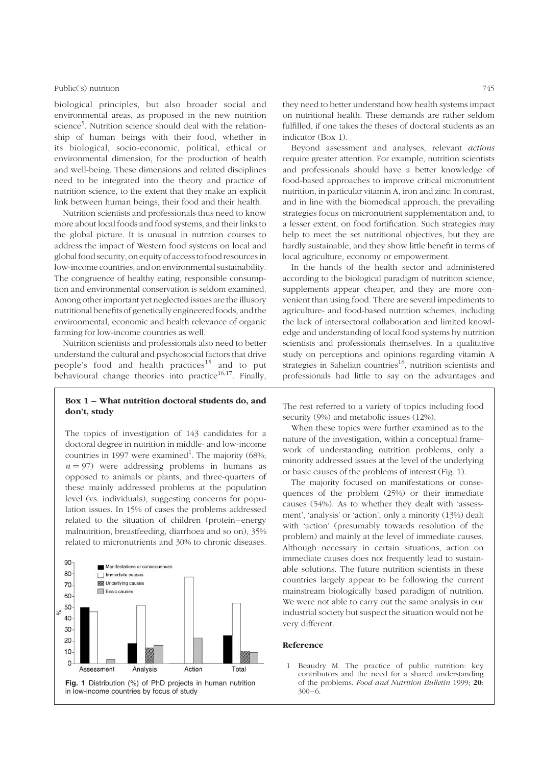biological principles, but also broader social and environmental areas, as proposed in the new nutrition science[5]. Nutrition science should deal with the relationship of human beings with their food, whether in its biological, socio-economic, political, ethical or environmental dimension, for the production of health and well-being. These dimensions and related disciplines need to be integrated into the theory and practice of nutrition science, to the extent that they make an explicit link between human beings, their food and their health.

Nutrition scientists and professionals thus need to know more about local foods and food systems, and their links to the global picture. It is unusual in nutrition courses to address the impact of Western food systems on local and global food security, on equity of access to food resources in low-income countries, and on environmental sustainability. The congruence of healthy eating, responsible consumption and environmental conservation is seldom examined. Among other important yet neglected issues are the illusory nutritional benefits of genetically engineered foods, and the environmental, economic and health relevance of organic farming for low-income countries as well.

Nutrition scientists and professionals also need to better understand the cultural and psychosocial factors that drive people's food and health practices[15] and to put behavioural change theories into practice[16,17]. Finally, they need to better understand how health systems impact on nutritional health. These demands are rather seldom fulfilled, if one takes the theses of doctoral students as an indicator (Box 1).

Beyond assessment and analyses, relevant *actions* require greater attention. For example, nutrition scientists and professionals should have a better knowledge of food-based approaches to improve critical micronutrient nutrition, in particular vitamin A, iron and zinc. In contrast, and in line with the biomedical approach, the prevailing strategies focus on micronutrient supplementation and, to a lesser extent, on food fortification. Such strategies may help to meet the set nutritional objectives, but they are hardly sustainable, and they show little benefit in terms of local agriculture, economy or empowerment.

In the hands of the health sector and administered according to the biological paradigm of nutrition science, supplements appear cheaper, and they are more convenient than using food. There are several impediments to agriculture- and food-based nutrition schemes, including the lack of intersectoral collaboration and limited knowledge and understanding of local food systems by nutrition scientists and professionals themselves. In a qualitative study on perceptions and opinions regarding vitamin A strategies in Sahelian countries[18], nutrition scientists and professionals had little to say on the advantages and

---

**Box 1 – What nutrition doctoral students do, and don't, study**

The topics of investigation of 143 candidates for a doctoral degree in nutrition in middle- and low-income countries in 1997 were examined[1]. The majority (68%; $n = 97$) were addressing problems in humans as opposed to animals or plants, and three-quarters of these mainly addressed problems at the population level (vs. individuals), suggesting concerns for population issues. In 15% of cases the problems addressed related to the situation of children (protein–energy malnutrition, breastfeeding, diarrhoea and so on), 35% related to micronutrients and 30% to chronic diseases.

**Fig. 1** Distribution (%) of PhD projects in human nutrition in low-income countries by focus of study

The rest referred to a variety of topics including food security (9%) and metabolic issues (12%).

When these topics were further examined as to the nature of the investigation, within a conceptual framework of understanding nutrition problems, only a minority addressed issues at the level of the underlying or basic causes of the problems of interest (Fig. 1).

The majority focused on manifestations or consequences of the problem (25%) or their immediate causes (54%). As to whether they dealt with 'assessment', 'analysis' or 'action', only a minority (13%) dealt with 'action' (presumably towards resolution of the problem) and mainly at the level of immediate causes. Although necessary in certain situations, action on immediate causes does not frequently lead to sustainable solutions. The future nutrition scientists in these countries largely appear to be following the current mainstream biologically based paradigm of nutrition. We were not able to carry out the same analysis in our industrial society but suspect the situation would not be very different.

**Reference**

1 Beaudry M. The practice of public nutrition: key contributors and the need for a shared understanding of the problems. *Food and Nutrition Bulletin* 1999; **20**: 300–6.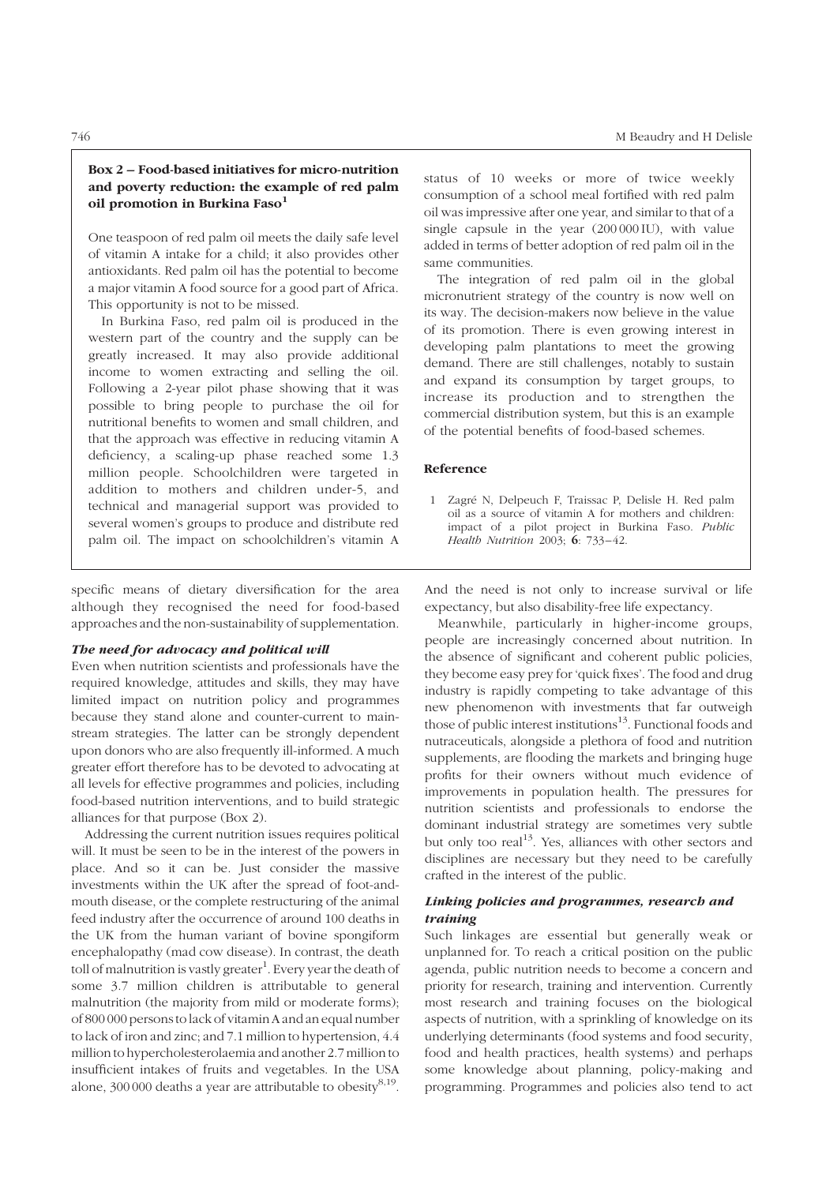**Box 2 – Food-based initiatives for micro-nutrition and poverty reduction: the example of red palm oil promotion in Burkina Faso[1]**

One teaspoon of red palm oil meets the daily safe level of vitamin A intake for a child; it also provides other antioxidants. Red palm oil has the potential to become a major vitamin A food source for a good part of Africa. This opportunity is not to be missed.

In Burkina Faso, red palm oil is produced in the western part of the country and the supply can be greatly increased. It may also provide additional income to women extracting and selling the oil. Following a 2-year pilot phase showing that it was possible to bring people to purchase the oil for nutritional benefits to women and small children, and that the approach was effective in reducing vitamin A deficiency, a scaling-up phase reached some 1.3 million people. Schoolchildren were targeted in addition to mothers and children under-5, and technical and managerial support was provided to several women's groups to produce and distribute red palm oil. The impact on schoolchildren's vitamin A status of 10 weeks or more of twice weekly consumption of a school meal fortified with red palm oil was impressive after one year, and similar to that of a single capsule in the year (200 000 IU), with value added in terms of better adoption of red palm oil in the same communities.

The integration of red palm oil in the global micronutrient strategy of the country is now well on its way. The decision-makers now believe in the value of its promotion. There is even growing interest in developing palm plantations to meet the growing demand. There are still challenges, notably to sustain and expand its consumption by target groups, to increase its production and to strengthen the commercial distribution system, but this is an example of the potential benefits of food-based schemes.

**Reference**

1 Zagré N, Delpeuch F, Traissac P, Delisle H. Red palm oil as a source of vitamin A for mothers and children: impact of a pilot project in Burkina Faso. *Public Health Nutrition* 2003; **6**: 733–42.

---

specific means of dietary diversification for the area although they recognised the need for food-based approaches and the non-sustainability of supplementation.

### *The need for advocacy and political will*

Even when nutrition scientists and professionals have the required knowledge, attitudes and skills, they may have limited impact on nutrition policy and programmes because they stand alone and counter-current to mainstream strategies. The latter can be strongly dependent upon donors who are also frequently ill-informed. A much greater effort therefore has to be devoted to advocating at all levels for effective programmes and policies, including food-based nutrition interventions, and to build strategic alliances for that purpose (Box 2).

Addressing the current nutrition issues requires political will. It must be seen to be in the interest of the powers in place. And so it can be. Just consider the massive investments within the UK after the spread of foot-and-mouth disease, or the complete restructuring of the animal feed industry after the occurrence of around 100 deaths in the UK from the human variant of bovine spongiform encephalopathy (mad cow disease). In contrast, the death toll of malnutrition is vastly greater[1]. Every year the death of some 3.7 million children is attributable to general malnutrition (the majority from mild or moderate forms); of 800 000 persons to lack of vitamin A and an equal number to lack of iron and zinc; and 7.1 million to hypertension, 4.4 million to hypercholesterolaemia and another 2.7 million to insufficient intakes of fruits and vegetables. In the USA alone, 300 000 deaths a year are attributable to obesity[8,19]. And the need is not only to increase survival or life expectancy, but also disability-free life expectancy.

Meanwhile, particularly in higher-income groups, people are increasingly concerned about nutrition. In the absence of significant and coherent public policies, they become easy prey for 'quick fixes'. The food and drug industry is rapidly competing to take advantage of this new phenomenon with investments that far outweigh those of public interest institutions[13]. Functional foods and nutraceuticals, alongside a plethora of food and nutrition supplements, are flooding the markets and bringing huge profits for their owners without much evidence of improvements in population health. The pressures for nutrition scientists and professionals to endorse the dominant industrial strategy are sometimes very subtle but only too real[13]. Yes, alliances with other sectors and disciplines are necessary but they need to be carefully crafted in the interest of the public.

### *Linking policies and programmes, research and training*

Such linkages are essential but generally weak or unplanned for. To reach a critical position on the public agenda, public nutrition needs to become a concern and priority for research, training and intervention. Currently most research and training focuses on the biological aspects of nutrition, with a sprinkling of knowledge on its underlying determinants (food systems and food security, food and health practices, health systems) and perhaps some knowledge about planning, policy-making and programming. Programmes and policies also tend to act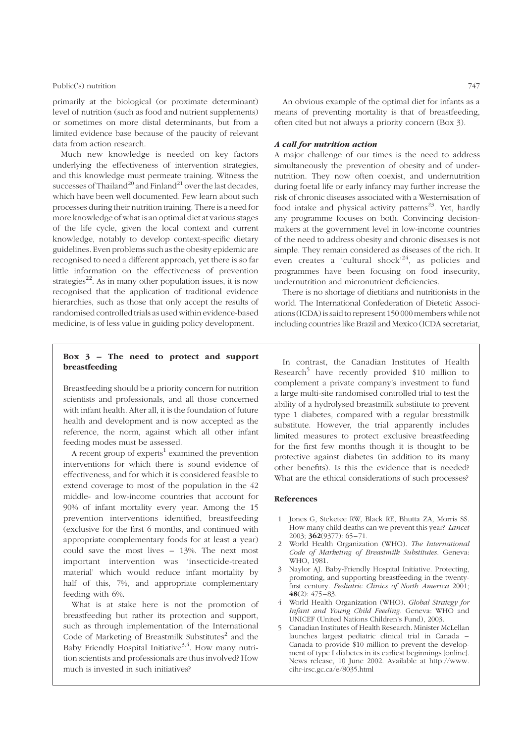primarily at the biological (or proximate determinant) level of nutrition (such as food and nutrient supplements) or sometimes on more distal determinants, but from a limited evidence base because of the paucity of relevant data from action research.

Much new knowledge is needed on key factors underlying the effectiveness of intervention strategies, and this knowledge must permeate training. Witness the successes of Thailand[20] and Finland[21] over the last decades, which have been well documented. Few learn about such processes during their nutrition training. There is a need for more knowledge of what is an optimal diet at various stages of the life cycle, given the local context and current knowledge, notably to develop context-specific dietary guidelines. Even problems such as the obesity epidemic are recognised to need a different approach, yet there is so far little information on the effectiveness of prevention strategies[22]. As in many other population issues, it is now recognised that the application of traditional evidence hierarchies, such as those that only accept the results of randomised controlled trials as used within evidence-based medicine, is of less value in guiding policy development.

An obvious example of the optimal diet for infants as a means of preventing mortality is that of breastfeeding, often cited but not always a priority concern (Box 3).

### *A call for nutrition action*

A major challenge of our times is the need to address simultaneously the prevention of obesity and of undernutrition. They now often coexist, and undernutrition during foetal life or early infancy may further increase the risk of chronic diseases associated with a Westernisation of food intake and physical activity patterns[23]. Yet, hardly any programme focuses on both. Convincing decision-makers at the government level in low-income countries of the need to address obesity and chronic diseases is not simple. They remain considered as diseases of the rich. It even creates a 'cultural shock'[24], as policies and programmes have been focusing on food insecurity, undernutrition and micronutrient deficiencies.

There is no shortage of dietitians and nutritionists in the world. The International Confederation of Dietetic Associations (ICDA) is said to represent 150 000 members while not including countries like Brazil and Mexico (ICDA secretariat,

---

**Box 3 – The need to protect and support breastfeeding**

Breastfeeding should be a priority concern for nutrition scientists and professionals, and all those concerned with infant health. After all, it is the foundation of future health and development and is now accepted as the reference, the norm, against which all other infant feeding modes must be assessed.

A recent group of experts[1] examined the prevention interventions for which there is sound evidence of effectiveness, and for which it is considered feasible to extend coverage to most of the population in the 42 middle- and low-income countries that account for 90% of infant mortality every year. Among the 15 prevention interventions identified, breastfeeding (exclusive for the first 6 months, and continued with appropriate complementary foods for at least a year) could save the most lives – 13%. The next most important intervention was 'insecticide-treated material' which would reduce infant mortality by half of this, 7%, and appropriate complementary feeding with 6%.

What is at stake here is not the promotion of breastfeeding but rather its protection and support, such as through implementation of the International Code of Marketing of Breastmilk Substitutes[2] and the Baby Friendly Hospital Initiative[3,4]. How many nutrition scientists and professionals are thus involved? How much is invested in such initiatives?

In contrast, the Canadian Institutes of Health Research[5] have recently provided \$10 million to complement a private company's investment to fund a large multi-site randomised controlled trial to test the ability of a hydrolysed breastmilk substitute to prevent type 1 diabetes, compared with a regular breastmilk substitute. However, the trial apparently includes limited measures to protect exclusive breastfeeding for the first few months though it is thought to be protective against diabetes (in addition to its many other benefits). Is this the evidence that is needed? What are the ethical considerations of such processes?

**References**

1. Jones G, Steketee RW, Black RE, Bhutta ZA, Morris SS. How many child deaths can we prevent this year? *Lancet* 2003; **362**(9377): 65–71.
2. World Health Organization (WHO). *The International Code of Marketing of Breastmilk Substitutes*. Geneva: WHO, 1981.
3. Naylor AJ. Baby-Friendly Hospital Initiative. Protecting, promoting, and supporting breastfeeding in the twenty-first century. *Pediatric Clinics of North America* 2001; **48**(2): 475–83.
4. World Health Organization (WHO). *Global Strategy for Infant and Young Child Feeding*. Geneva: WHO and UNICEF (United Nations Children's Fund), 2003.
5. Canadian Institutes of Health Research. Minister McLellan launches largest pediatric clinical trial in Canada – Canada to provide \$10 million to prevent the development of type I diabetes in its earliest beginnings [online]. News release, 10 June 2002. Available at http://www.cihr-irsc.gc.ca/e/8035.html

---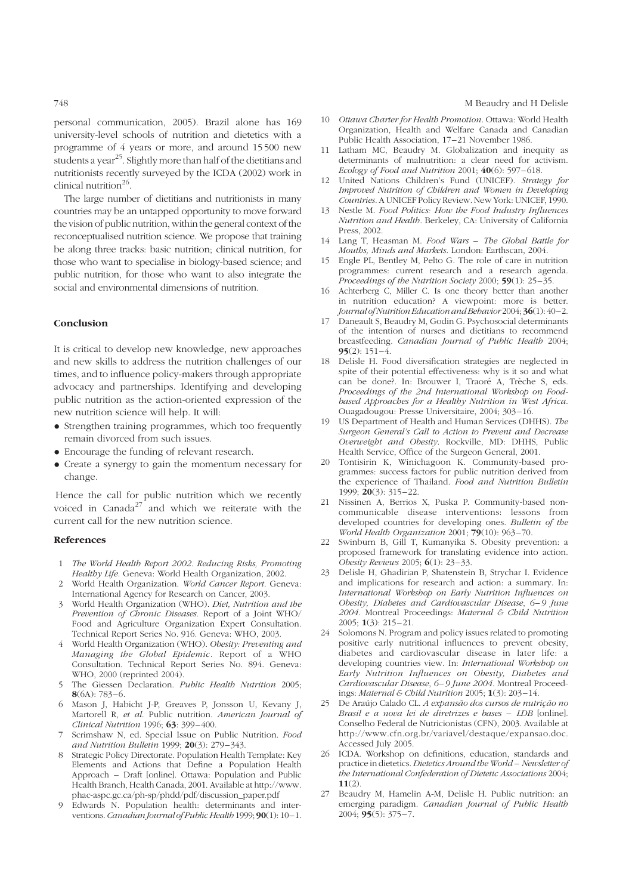personal communication, 2005). Brazil alone has 169 university-level schools of nutrition and dietetics with a programme of 4 years or more, and around 15 500 new students a year[25]. Slightly more than half of the dietitians and nutritionists recently surveyed by the ICDA (2002) work in clinical nutrition[26].

The large number of dietitians and nutritionists in many countries may be an untapped opportunity to move forward the vision of public nutrition, within the general context of the reconceptualised nutrition science. We propose that training be along three tracks: basic nutrition; clinical nutrition, for those who want to specialise in biology-based science; and public nutrition, for those who want to also integrate the social and environmental dimensions of nutrition.

## Conclusion

It is critical to develop new knowledge, new approaches and new skills to address the nutrition challenges of our times, and to influence policy-makers through appropriate advocacy and partnerships. Identifying and developing public nutrition as the action-oriented expression of the new nutrition science will help. It will:

- Strengthen training programmes, which too frequently remain divorced from such issues.
- Encourage the funding of relevant research.
- Create a synergy to gain the momentum necessary for change.

Hence the call for public nutrition which we recently voiced in Canada[27] and which we reiterate with the current call for the new nutrition science.

## References

1. *The World Health Report 2002. Reducing Risks, Promoting Healthy Life*. Geneva: World Health Organization, 2002.
2. World Health Organization. *World Cancer Report*. Geneva: International Agency for Research on Cancer, 2003.
3. World Health Organization (WHO). *Diet, Nutrition and the Prevention of Chronic Diseases*. Report of a Joint WHO/ Food and Agriculture Organization Expert Consultation. Technical Report Series No. 916. Geneva: WHO, 2003.
4. World Health Organization (WHO). *Obesity: Preventing and Managing the Global Epidemic*. Report of a WHO Consultation. Technical Report Series No. 894. Geneva: WHO, 2000 (reprinted 2004).
5. The Giessen Declaration. *Public Health Nutrition* 2005; **8**(6A): 783–6.
6. Mason J, Habicht J-P, Greaves P, Jonsson U, Kevany J, Martorell R, *et al*. Public nutrition. *American Journal of Clinical Nutrition* 1996; **63**: 399–400.
7. Scrimshaw N, ed. Special Issue on Public Nutrition. *Food and Nutrition Bulletin* 1999; **20**(3): 279–343.
8. Strategic Policy Directorate. Population Health Template: Key Elements and Actions that Define a Population Health Approach – Draft [online]. Ottawa: Population and Public Health Branch, Health Canada, 2001. Available at http://www.phac-aspc.gc.ca/ph-sp/phdd/pdf/discussion_paper.pdf
9. Edwards N. Population health: determinants and interventions. *Canadian Journal of Public Health* 1999; **90**(1): 10–1.
10. *Ottawa Charter for Health Promotion*. Ottawa: World Health Organization, Health and Welfare Canada and Canadian Public Health Association, 17–21 November 1986.
11. Latham MC, Beaudry M. Globalization and inequity as determinants of malnutrition: a clear need for activism. *Ecology of Food and Nutrition* 2001; **40**(6): 597–618.
12. United Nations Children's Fund (UNICEF). *Strategy for Improved Nutrition of Children and Women in Developing Countries*. A UNICEF Policy Review. New York: UNICEF, 1990.
13. Nestle M. *Food Politics: How the Food Industry Influences Nutrition and Health*. Berkeley, CA: University of California Press, 2002.
14. Lang T, Heasman M. *Food Wars – The Global Battle for Mouths, Minds and Markets*. London: Earthscan, 2004.
15. Engle PL, Bentley M, Pelto G. The role of care in nutrition programmes: current research and a research agenda. *Proceedings of the Nutrition Society* 2000; **59**(1): 25–35.
16. Achterberg C, Miller C. Is one theory better than another in nutrition education? A viewpoint: more is better. *Journal of Nutrition Education and Behavior* 2004; **36**(1): 40–2.
17. Daneault S, Beaudry M, Godin G. Psychosocial determinants of the intention of nurses and dietitians to recommend breastfeeding. *Canadian Journal of Public Health* 2004; **95**(2): 151–4.
18. Delisle H. Food diversification strategies are neglected in spite of their potential effectiveness: why is it so and what can be done?. In: Brouwer I, Traoré A, Trèche S, eds. *Proceedings of the 2nd International Workshop on Food-based Approaches for a Healthy Nutrition in West Africa*. Ouagadougou: Presse Universitaire, 2004; 303–16.
19. US Department of Health and Human Services (DHHS). *The Surgeon General's Call to Action to Prevent and Decrease Overweight and Obesity*. Rockville, MD: DHHS, Public Health Service, Office of the Surgeon General, 2001.
20. Tontisirin K, Winichagoon K. Community-based programmes: success factors for public nutrition derived from the experience of Thailand. *Food and Nutrition Bulletin* 1999; **20**(3): 315–22.
21. Nissinen A, Berrios X, Puska P. Community-based noncommunicable disease interventions: lessons from developed countries for developing ones. *Bulletin of the World Health Organization* 2001; **79**(10): 963–70.
22. Swinburn B, Gill T, Kumanyika S. Obesity prevention: a proposed framework for translating evidence into action. *Obesity Reviews* 2005; **6**(1): 23–33.
23. Delisle H, Ghadirian P, Shatenstein B, Strychar I. Evidence and implications for research and action: a summary. In: *International Workshop on Early Nutrition Influences on Obesity, Diabetes and Cardiovascular Disease, 6–9 June 2004*. Montreal Proceedings: *Maternal & Child Nutrition* 2005; **1**(3): 215–21.
24. Solomons N. Program and policy issues related to promoting positive early nutritional influences to prevent obesity, diabetes and cardiovascular disease in later life: a developing countries view. In: *International Workshop on Early Nutrition Influences on Obesity, Diabetes and Cardiovascular Disease, 6–9 June 2004*. Montreal Proceedings: *Maternal & Child Nutrition* 2005; **1**(3): 203–14.
25. De Araújo Calado CL. *A expansão dos cursos de nutrição no Brasil e a nova lei de diretrizes e bases – LDB* [online]. Conselho Federal de Nutricionistas (CFN), 2003. Available at http://www.cfn.org.br/variavel/destaque/expansao.doc. Accessed July 2005.
26. ICDA. Workshop on definitions, education, standards and practice in dietetics. *Dietetics Around the World – Newsletter of the International Confederation of Dietetic Associations* 2004; **11**(2).
27. Beaudry M, Hamelin A-M, Delisle H. Public nutrition: an emerging paradigm. *Canadian Journal of Public Health* 2004; **95**(5): 375–7.